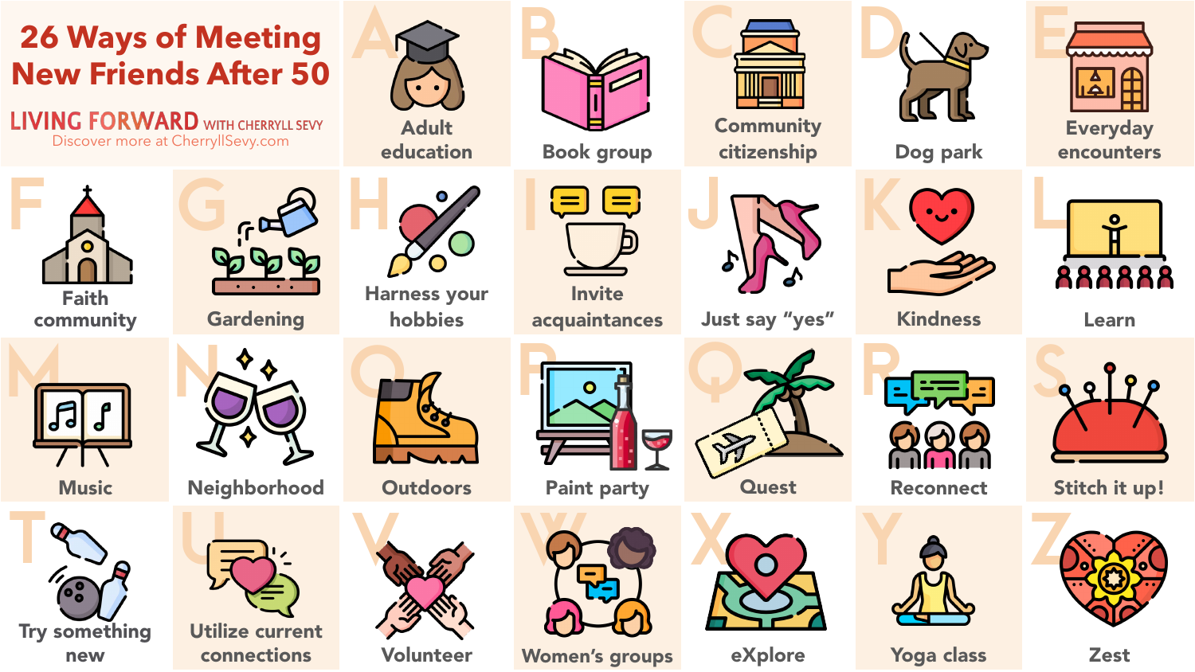# 26 Ways of Meeting New Friends After 50

LIVING FORWARD WITH CHERRYLL SEVY

Discover more at CherryllSevy.com

- **A** – Adult education
- **B** – Book group
- **C** – Community citizenship
- **D** – Dog park
- **E** – Everyday encounters
- **F** – Faith community
- **G** – Gardening
- **H** – Harness your hobbies
- **I** – Invite acquaintances
- **J** – Just say "yes"
- **K** – Kindness
- **L** – Learn
- **M** – Music
- **N** – Neighborhood
- **O** – Outdoors
- **P** – Paint party
- **Q** – Quest
- **R** – Reconnect
- **S** – Stitch it up!
- **T** – Try something new
- **U** – Utilize current connections
- **V** – Volunteer
- **W** – Women's groups
- **X** – eXplore
- **Y** – Yoga class
- **Z** – Zest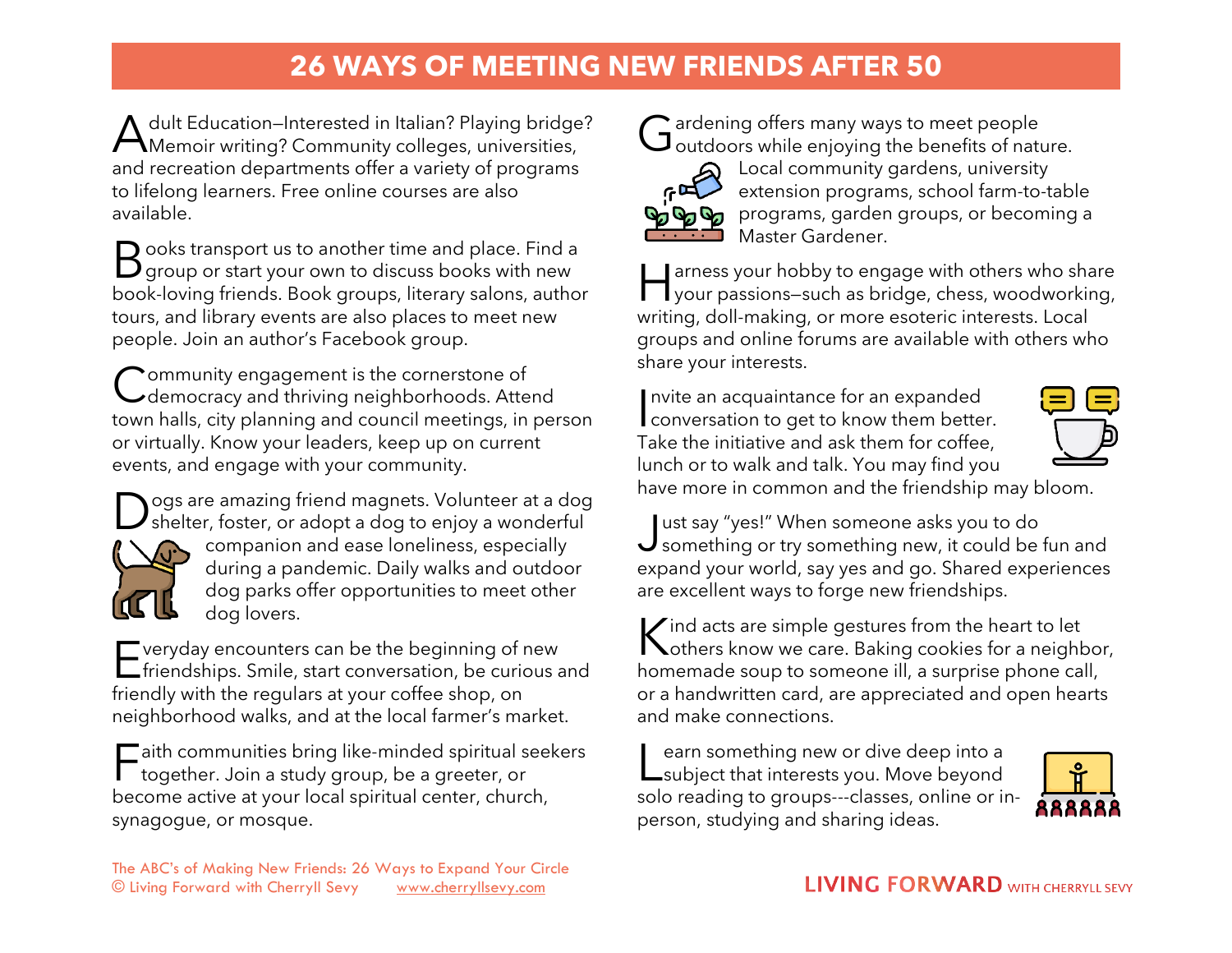# 26 WAYS OF MEETING NEW FRIENDS AFTER 50

Adult Education—Interested in Italian? Playing bridge? Memoir writing? Community colleges, universities, and recreation departments offer a variety of programs to lifelong learners. Free online courses are also available.

Books transport us to another time and place. Find a group or start your own to discuss books with new book-loving friends. Book groups, literary salons, author tours, and library events are also places to meet new people. Join an author's Facebook group.

Community engagement is the cornerstone of democracy and thriving neighborhoods. Attend town halls, city planning and council meetings, in person or virtually. Know your leaders, keep up on current events, and engage with your community.

Dogs are amazing friend magnets. Volunteer at a dog shelter, foster, or adopt a dog to enjoy a wonderful companion and ease loneliness, especially during a pandemic. Daily walks and outdoor dog parks offer opportunities to meet other dog lovers.

Everyday encounters can be the beginning of new friendships. Smile, start conversation, be curious and friendly with the regulars at your coffee shop, on neighborhood walks, and at the local farmer's market.

Faith communities bring like-minded spiritual seekers together. Join a study group, be a greeter, or become active at your local spiritual center, church, synagogue, or mosque.

Gardening offers many ways to meet people outdoors while enjoying the benefits of nature. Local community gardens, university extension programs, school farm-to-table programs, garden groups, or becoming a Master Gardener.

Harness your hobby to engage with others who share your passions—such as bridge, chess, woodworking, writing, doll-making, or more esoteric interests. Local groups and online forums are available with others who share your interests.

Invite an acquaintance for an expanded conversation to get to know them better. Take the initiative and ask them for coffee, lunch or to walk and talk. You may find you have more in common and the friendship may bloom.

Just say "yes!" When someone asks you to do something or try something new, it could be fun and expand your world, say yes and go. Shared experiences are excellent ways to forge new friendships.

Kind acts are simple gestures from the heart to let others know we care. Baking cookies for a neighbor, homemade soup to someone ill, a surprise phone call, or a handwritten card, are appreciated and open hearts and make connections.

Learn something new or dive deep into a subject that interests you. Move beyond solo reading to groups---classes, online or in-person, studying and sharing ideas.

The ABC's of Making New Friends: 26 Ways to Expand Your Circle
© Living Forward with Cherryll Sevy www.cherryllsevy.com

LIVING FORWARD WITH CHERRYLL SEVY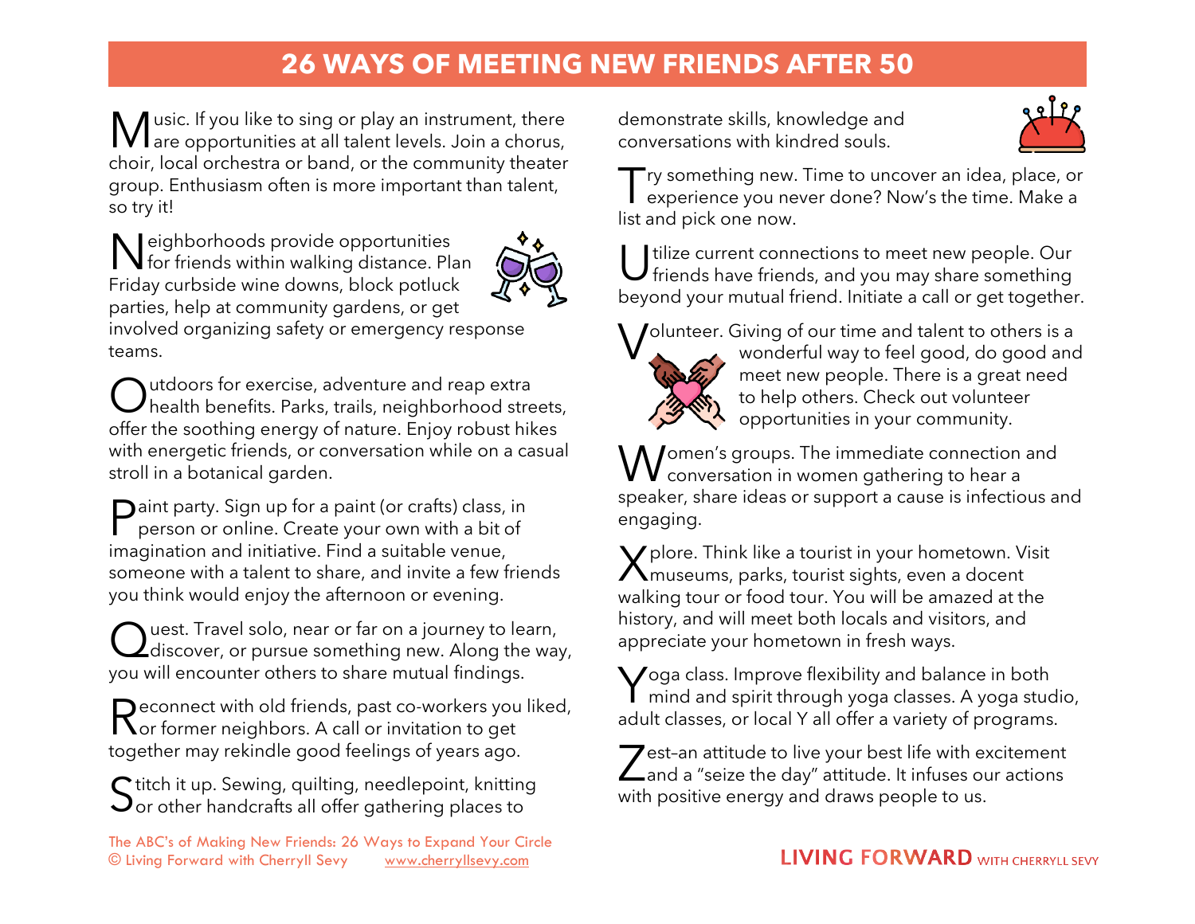# 26 WAYS OF MEETING NEW FRIENDS AFTER 50

Music. If you like to sing or play an instrument, there are opportunities at all talent levels. Join a chorus, choir, local orchestra or band, or the community theater group. Enthusiasm often is more important than talent, so try it!

Neighborhoods provide opportunities for friends within walking distance. Plan Friday curbside wine downs, block potluck parties, help at community gardens, or get involved organizing safety or emergency response teams.

Outdoors for exercise, adventure and reap extra health benefits. Parks, trails, neighborhood streets, offer the soothing energy of nature. Enjoy robust hikes with energetic friends, or conversation while on a casual stroll in a botanical garden.

Paint party. Sign up for a paint (or crafts) class, in person or online. Create your own with a bit of imagination and initiative. Find a suitable venue, someone with a talent to share, and invite a few friends you think would enjoy the afternoon or evening.

Quest. Travel solo, near or far on a journey to learn, discover, or pursue something new. Along the way, you will encounter others to share mutual findings.

Reconnect with old friends, past co-workers you liked, or former neighbors. A call or invitation to get together may rekindle good feelings of years ago.

Stitch it up. Sewing, quilting, needlepoint, knitting or other handcrafts all offer gathering places to demonstrate skills, knowledge and conversations with kindred souls.

Try something new. Time to uncover an idea, place, or experience you never done? Now's the time. Make a list and pick one now.

Utilize current connections to meet new people. Our friends have friends, and you may share something beyond your mutual friend. Initiate a call or get together.

Volunteer. Giving of our time and talent to others is a wonderful way to feel good, do good and meet new people. There is a great need to help others. Check out volunteer opportunities in your community.

Women's groups. The immediate connection and conversation in women gathering to hear a speaker, share ideas or support a cause is infectious and engaging.

Xplore. Think like a tourist in your hometown. Visit museums, parks, tourist sights, even a docent walking tour or food tour. You will be amazed at the history, and will meet both locals and visitors, and appreciate your hometown in fresh ways.

Yoga class. Improve flexibility and balance in both mind and spirit through yoga classes. A yoga studio, adult classes, or local Y all offer a variety of programs.

Zest–an attitude to live your best life with excitement and a "seize the day" attitude. It infuses our actions with positive energy and draws people to us.

The ABC's of Making New Friends: 26 Ways to Expand Your Circle
© Living Forward with Cherryll Sevy www.cherryllsevy.com

LIVING FORWARD WITH CHERRYLL SEVY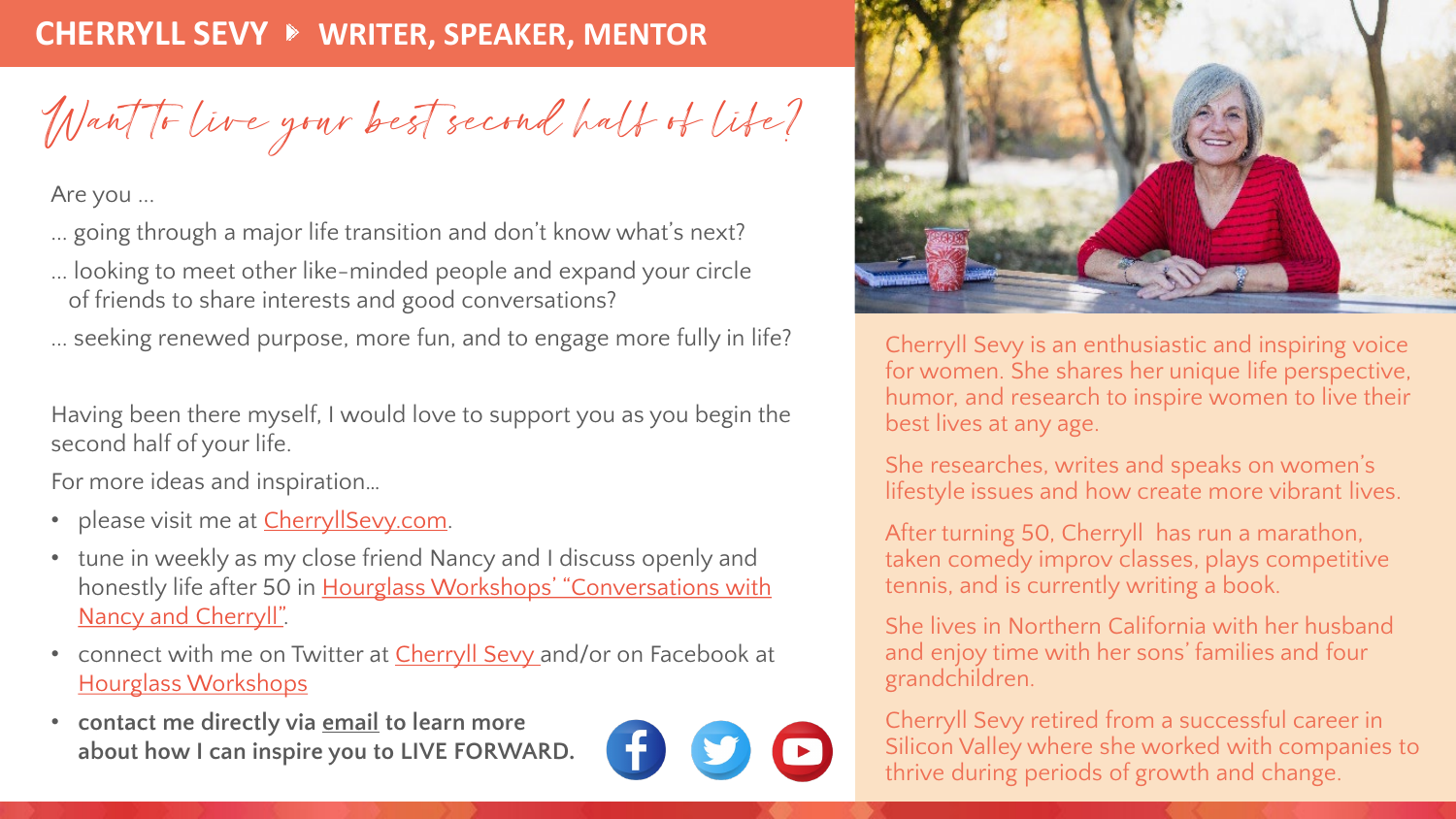# CHERRYLL SEVY ▸ WRITER, SPEAKER, MENTOR

## *Want to live your best second half of life?*

Are you …

… going through a major life transition and don't know what's next?

… looking to meet other like-minded people and expand your circle of friends to share interests and good conversations?

… seeking renewed purpose, more fun, and to engage more fully in life?

Having been there myself, I would love to support you as you begin the second half of your life.

For more ideas and inspiration…

- please visit me at CherryllSevy.com.
- tune in weekly as my close friend Nancy and I discuss openly and honestly life after 50 in Hourglass Workshops' "Conversations with Nancy and Cherryll".
- connect with me on Twitter at Cherryll Sevy and/or on Facebook at Hourglass Workshops
- **contact me directly via email to learn more about how I can inspire you to LIVE FORWARD.**

Cherryll Sevy is an enthusiastic and inspiring voice for women. She shares her unique life perspective, humor, and research to inspire women to live their best lives at any age.

She researches, writes and speaks on women's lifestyle issues and how create more vibrant lives.

After turning 50, Cherryll has run a marathon, taken comedy improv classes, plays competitive tennis, and is currently writing a book.

She lives in Northern California with her husband and enjoy time with her sons' families and four grandchildren.

Cherryll Sevy retired from a successful career in Silicon Valley where she worked with companies to thrive during periods of growth and change.